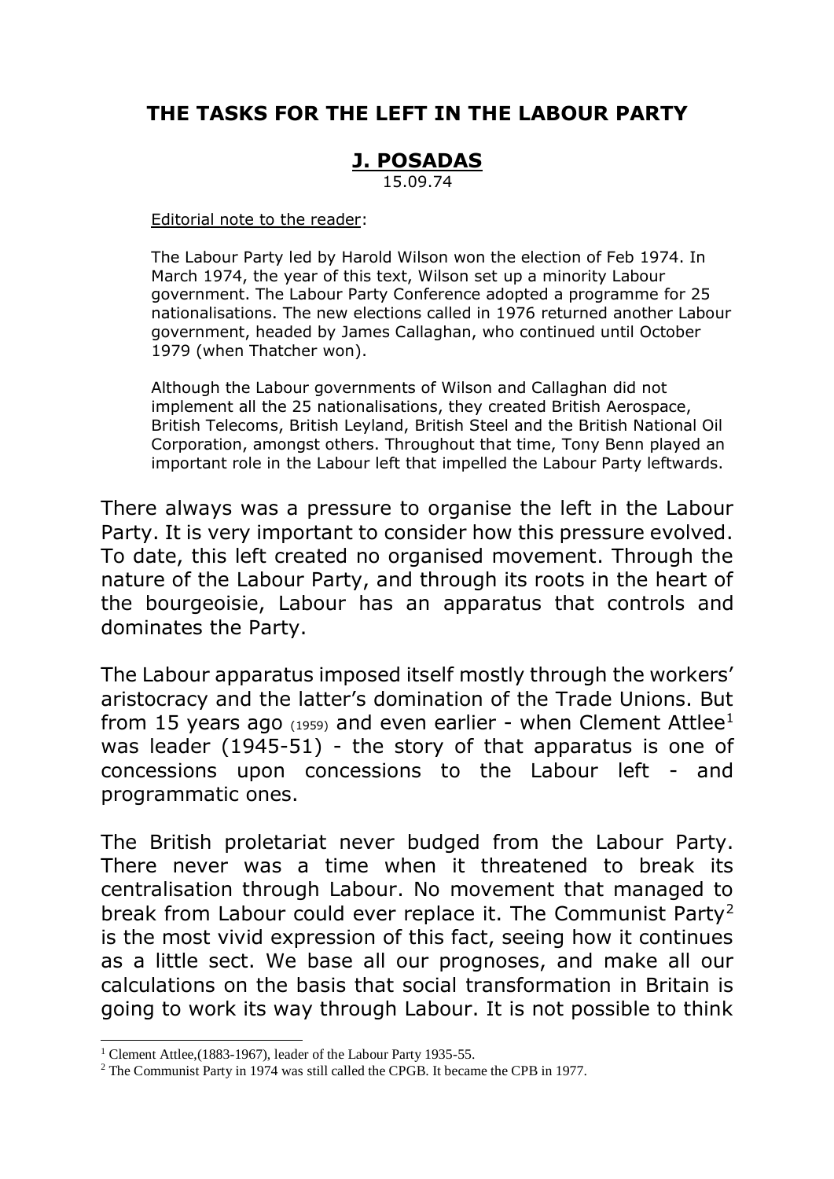# THE TASKS FOR THE LEFT IN THE LABOUR PARTY

## J. POSADAS

15.09.74

Editorial note to the reader:

The Labour Party led by Harold Wilson won the election of Feb 1974. In March 1974, the year of this text, Wilson set up a minority Labour government. The Labour Party Conference adopted a programme for 25 nationalisations. The new elections called in 1976 returned another Labour government, headed by James Callaghan, who continued until October 1979 (when Thatcher won).

Although the Labour governments of Wilson and Callaghan did not implement all the 25 nationalisations, they created British Aerospace, British Telecoms, British Leyland, British Steel and the British National Oil Corporation, amongst others. Throughout that time, Tony Benn played an important role in the Labour left that impelled the Labour Party leftwards.

There always was a pressure to organise the left in the Labour Party. It is very important to consider how this pressure evolved. To date, this left created no organised movement. Through the nature of the Labour Party, and through its roots in the heart of the bourgeoisie, Labour has an apparatus that controls and dominates the Party.

The Labour apparatus imposed itself mostly through the workers' aristocracy and the latter's domination of the Trade Unions. But from 15 years ago (1959) and even earlier - when Clement Attlee[1] was leader (1945-51) - the story of that apparatus is one of concessions upon concessions to the Labour left - and programmatic ones.

The British proletariat never budged from the Labour Party. There never was a time when it threatened to break its centralisation through Labour. No movement that managed to break from Labour could ever replace it. The Communist Party[2] is the most vivid expression of this fact, seeing how it continues as a little sect. We base all our prognoses, and make all our calculations on the basis that social transformation in Britain is going to work its way through Labour. It is not possible to think

[1] Clement Attlee,(1883-1967), leader of the Labour Party 1935-55.

[2] The Communist Party in 1974 was still called the CPGB. It became the CPB in 1977.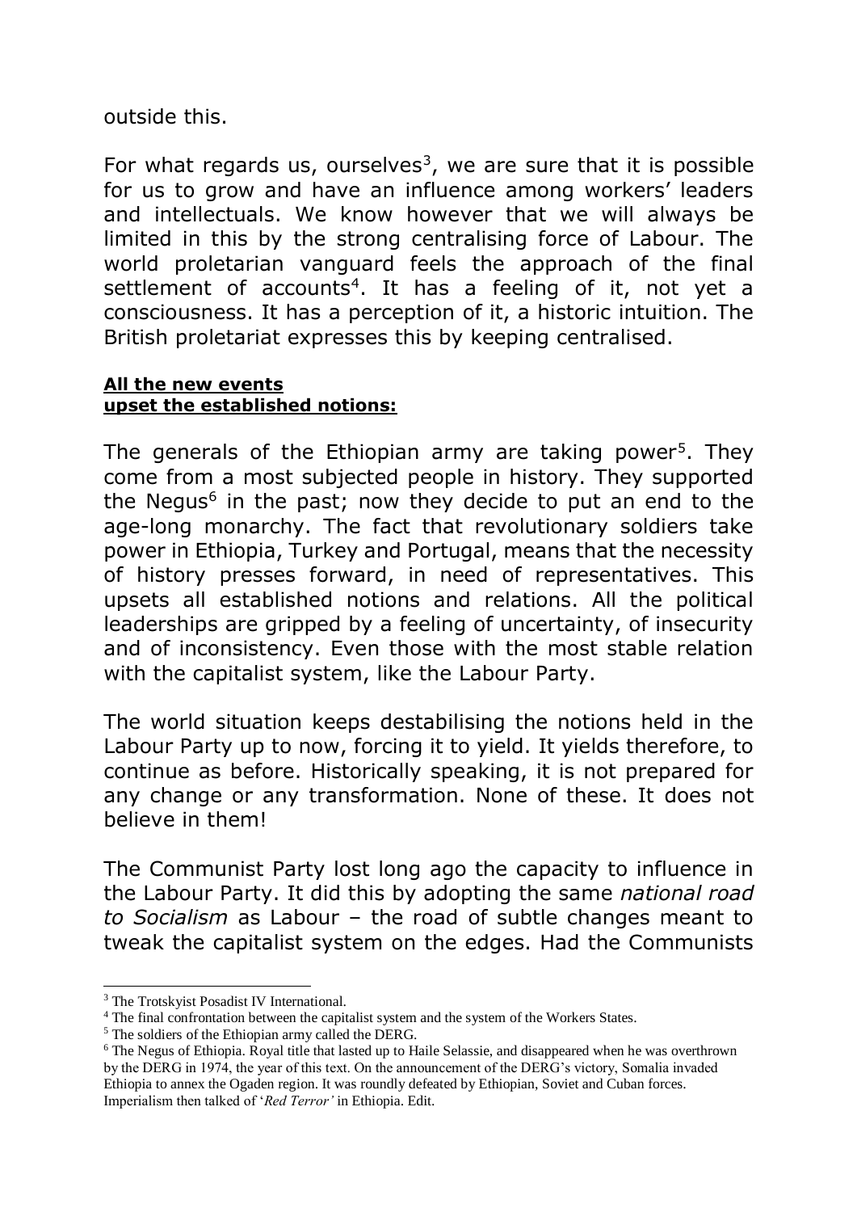outside this.

For what regards us, ourselves[3], we are sure that it is possible for us to grow and have an influence among workers' leaders and intellectuals. We know however that we will always be limited in this by the strong centralising force of Labour. The world proletarian vanguard feels the approach of the final settlement of accounts[4]. It has a feeling of it, not yet a consciousness. It has a perception of it, a historic intuition. The British proletariat expresses this by keeping centralised.

**<u>All the new events upset the established notions:</u>**

The generals of the Ethiopian army are taking power[5]. They come from a most subjected people in history. They supported the Negus[6] in the past; now they decide to put an end to the age-long monarchy. The fact that revolutionary soldiers take power in Ethiopia, Turkey and Portugal, means that the necessity of history presses forward, in need of representatives. This upsets all established notions and relations. All the political leaderships are gripped by a feeling of uncertainty, of insecurity and of inconsistency. Even those with the most stable relation with the capitalist system, like the Labour Party.

The world situation keeps destabilising the notions held in the Labour Party up to now, forcing it to yield. It yields therefore, to continue as before. Historically speaking, it is not prepared for any change or any transformation. None of these. It does not believe in them!

The Communist Party lost long ago the capacity to influence in the Labour Party. It did this by adopting the same *national road to Socialism* as Labour – the road of subtle changes meant to tweak the capitalist system on the edges. Had the Communists

---

[3] The Trotskyist Posadist IV International.

[4] The final confrontation between the capitalist system and the system of the Workers States.

[5] The soldiers of the Ethiopian army called the DERG.

[6] The Negus of Ethiopia. Royal title that lasted up to Haile Selassie, and disappeared when he was overthrown by the DERG in 1974, the year of this text. On the announcement of the DERG's victory, Somalia invaded Ethiopia to annex the Ogaden region. It was roundly defeated by Ethiopian, Soviet and Cuban forces. Imperialism then talked of '*Red Terror'* in Ethiopia. Edit.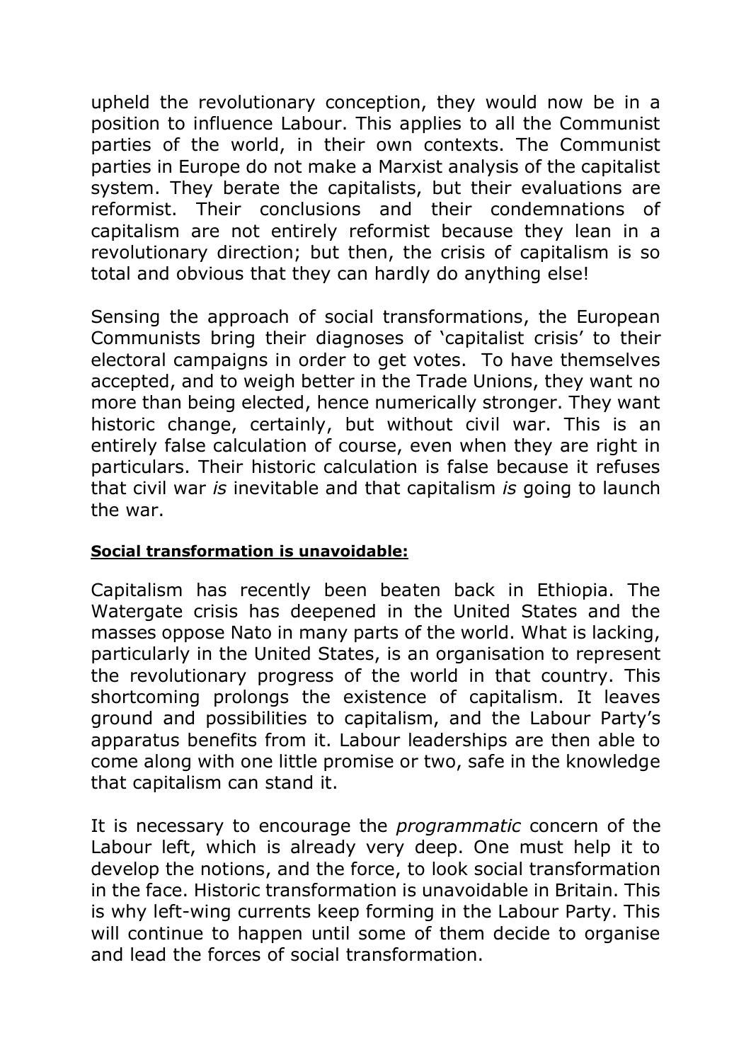upheld the revolutionary conception, they would now be in a position to influence Labour. This applies to all the Communist parties of the world, in their own contexts. The Communist parties in Europe do not make a Marxist analysis of the capitalist system. They berate the capitalists, but their evaluations are reformist. Their conclusions and their condemnations of capitalism are not entirely reformist because they lean in a revolutionary direction; but then, the crisis of capitalism is so total and obvious that they can hardly do anything else!

Sensing the approach of social transformations, the European Communists bring their diagnoses of 'capitalist crisis' to their electoral campaigns in order to get votes. To have themselves accepted, and to weigh better in the Trade Unions, they want no more than being elected, hence numerically stronger. They want historic change, certainly, but without civil war. This is an entirely false calculation of course, even when they are right in particulars. Their historic calculation is false because it refuses that civil war *is* inevitable and that capitalism *is* going to launch the war.

**Social transformation is unavoidable:**

Capitalism has recently been beaten back in Ethiopia. The Watergate crisis has deepened in the United States and the masses oppose Nato in many parts of the world. What is lacking, particularly in the United States, is an organisation to represent the revolutionary progress of the world in that country. This shortcoming prolongs the existence of capitalism. It leaves ground and possibilities to capitalism, and the Labour Party's apparatus benefits from it. Labour leaderships are then able to come along with one little promise or two, safe in the knowledge that capitalism can stand it.

It is necessary to encourage the *programmatic* concern of the Labour left, which is already very deep. One must help it to develop the notions, and the force, to look social transformation in the face. Historic transformation is unavoidable in Britain. This is why left-wing currents keep forming in the Labour Party. This will continue to happen until some of them decide to organise and lead the forces of social transformation.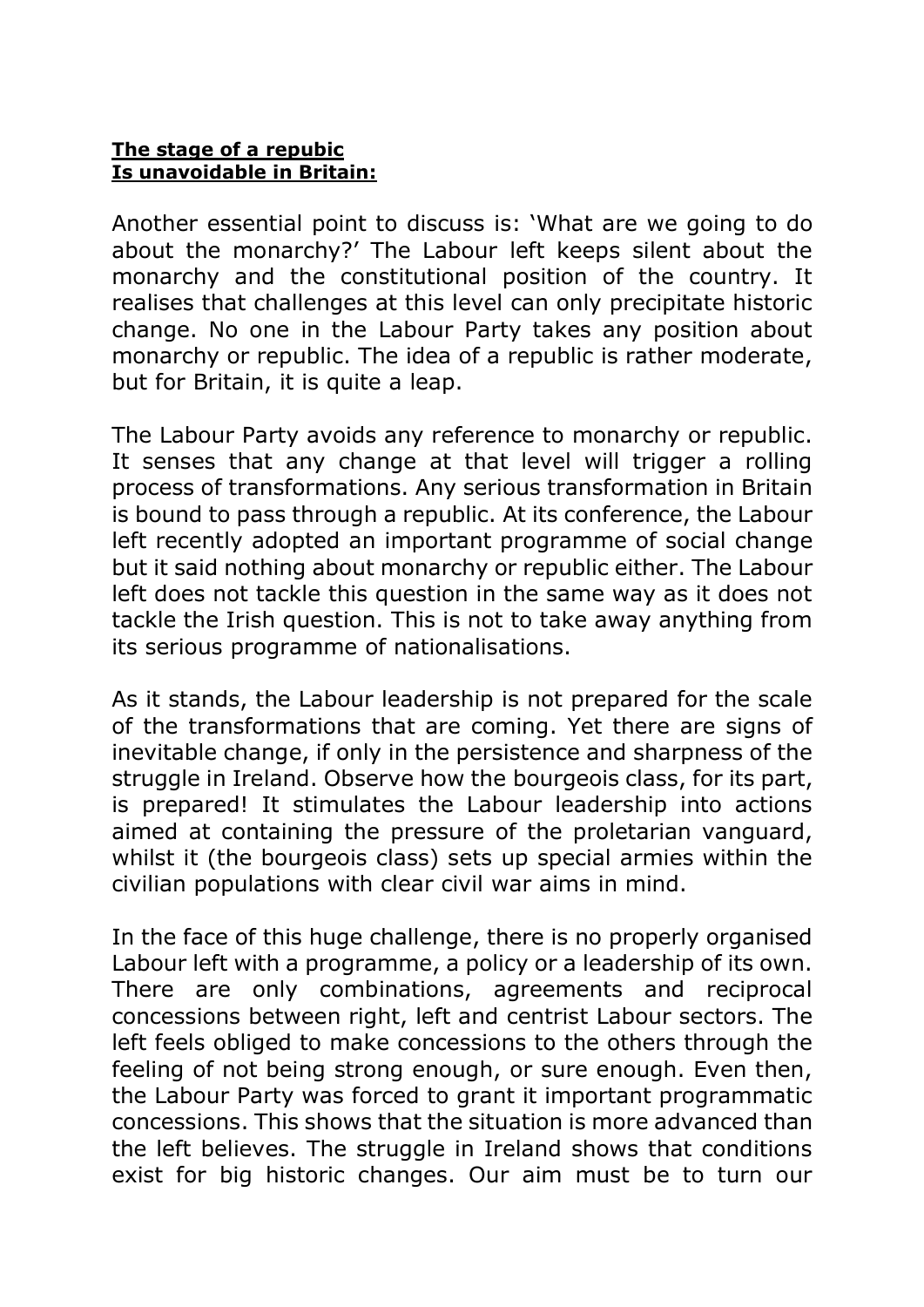**<u>The stage of a repubic</u>**
**<u>Is unavoidable in Britain:</u>**

Another essential point to discuss is: 'What are we going to do about the monarchy?' The Labour left keeps silent about the monarchy and the constitutional position of the country. It realises that challenges at this level can only precipitate historic change. No one in the Labour Party takes any position about monarchy or republic. The idea of a republic is rather moderate, but for Britain, it is quite a leap.

The Labour Party avoids any reference to monarchy or republic. It senses that any change at that level will trigger a rolling process of transformations. Any serious transformation in Britain is bound to pass through a republic. At its conference, the Labour left recently adopted an important programme of social change but it said nothing about monarchy or republic either. The Labour left does not tackle this question in the same way as it does not tackle the Irish question. This is not to take away anything from its serious programme of nationalisations.

As it stands, the Labour leadership is not prepared for the scale of the transformations that are coming. Yet there are signs of inevitable change, if only in the persistence and sharpness of the struggle in Ireland. Observe how the bourgeois class, for its part, is prepared! It stimulates the Labour leadership into actions aimed at containing the pressure of the proletarian vanguard, whilst it (the bourgeois class) sets up special armies within the civilian populations with clear civil war aims in mind.

In the face of this huge challenge, there is no properly organised Labour left with a programme, a policy or a leadership of its own. There are only combinations, agreements and reciprocal concessions between right, left and centrist Labour sectors. The left feels obliged to make concessions to the others through the feeling of not being strong enough, or sure enough. Even then, the Labour Party was forced to grant it important programmatic concessions. This shows that the situation is more advanced than the left believes. The struggle in Ireland shows that conditions exist for big historic changes. Our aim must be to turn our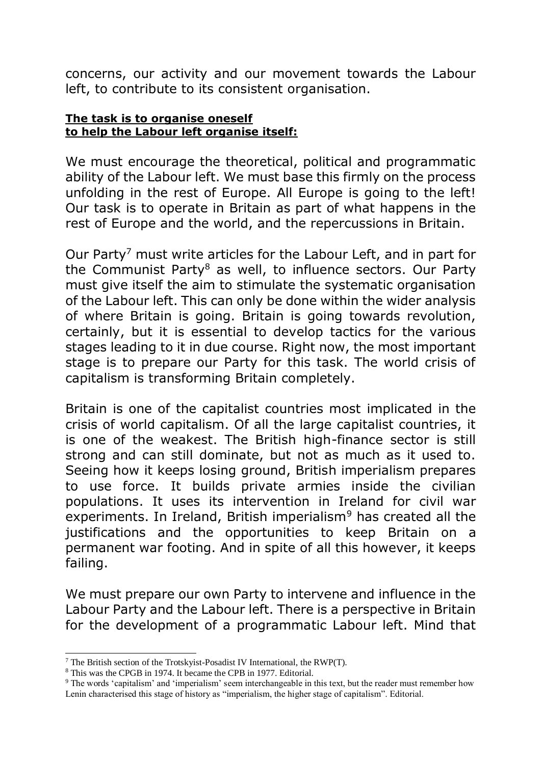concerns, our activity and our movement towards the Labour left, to contribute to its consistent organisation.

**The task is to organise oneself to help the Labour left organise itself:**

We must encourage the theoretical, political and programmatic ability of the Labour left. We must base this firmly on the process unfolding in the rest of Europe. All Europe is going to the left! Our task is to operate in Britain as part of what happens in the rest of Europe and the world, and the repercussions in Britain.

Our Party[7] must write articles for the Labour Left, and in part for the Communist Party[8] as well, to influence sectors. Our Party must give itself the aim to stimulate the systematic organisation of the Labour left. This can only be done within the wider analysis of where Britain is going. Britain is going towards revolution, certainly, but it is essential to develop tactics for the various stages leading to it in due course. Right now, the most important stage is to prepare our Party for this task. The world crisis of capitalism is transforming Britain completely.

Britain is one of the capitalist countries most implicated in the crisis of world capitalism. Of all the large capitalist countries, it is one of the weakest. The British high-finance sector is still strong and can still dominate, but not as much as it used to. Seeing how it keeps losing ground, British imperialism prepares to use force. It builds private armies inside the civilian populations. It uses its intervention in Ireland for civil war experiments. In Ireland, British imperialism[9] has created all the justifications and the opportunities to keep Britain on a permanent war footing. And in spite of all this however, it keeps failing.

We must prepare our own Party to intervene and influence in the Labour Party and the Labour left. There is a perspective in Britain for the development of a programmatic Labour left. Mind that

---

[7] The British section of the Trotskyist-Posadist IV International, the RWP(T).

[8] This was the CPGB in 1974. It became the CPB in 1977. Editorial.

[9] The words 'capitalism' and 'imperialism' seem interchangeable in this text, but the reader must remember how Lenin characterised this stage of history as "imperialism, the higher stage of capitalism". Editorial.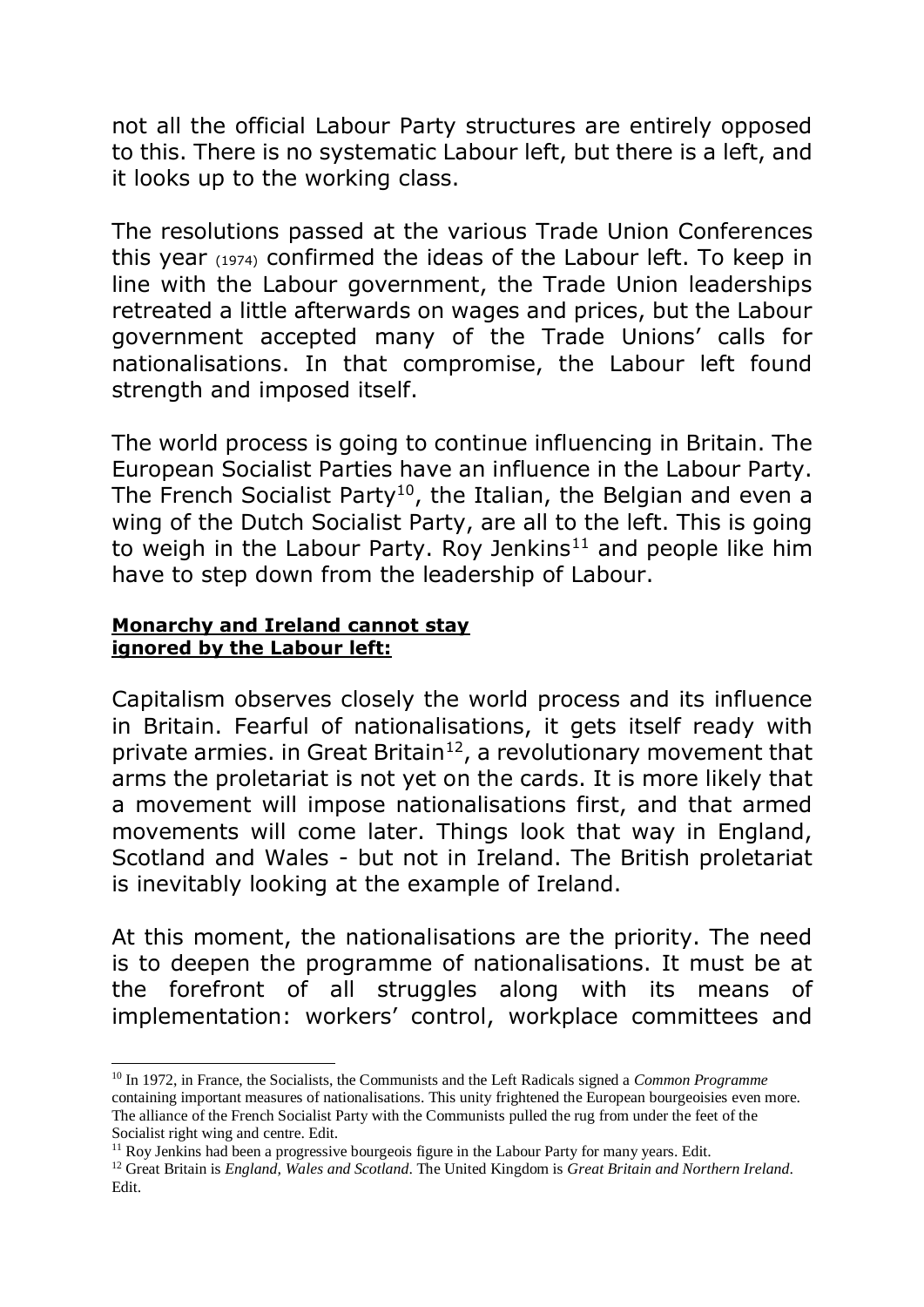not all the official Labour Party structures are entirely opposed to this. There is no systematic Labour left, but there is a left, and it looks up to the working class.

The resolutions passed at the various Trade Union Conferences this year (1974) confirmed the ideas of the Labour left. To keep in line with the Labour government, the Trade Union leaderships retreated a little afterwards on wages and prices, but the Labour government accepted many of the Trade Unions' calls for nationalisations. In that compromise, the Labour left found strength and imposed itself.

The world process is going to continue influencing in Britain. The European Socialist Parties have an influence in the Labour Party. The French Socialist Party[10], the Italian, the Belgian and even a wing of the Dutch Socialist Party, are all to the left. This is going to weigh in the Labour Party. Roy Jenkins[11] and people like him have to step down from the leadership of Labour.

**Monarchy and Ireland cannot stay ignored by the Labour left:**

Capitalism observes closely the world process and its influence in Britain. Fearful of nationalisations, it gets itself ready with private armies. in Great Britain[12], a revolutionary movement that arms the proletariat is not yet on the cards. It is more likely that a movement will impose nationalisations first, and that armed movements will come later. Things look that way in England, Scotland and Wales - but not in Ireland. The British proletariat is inevitably looking at the example of Ireland.

At this moment, the nationalisations are the priority. The need is to deepen the programme of nationalisations. It must be at the forefront of all struggles along with its means of implementation: workers' control, workplace committees and

---

[10] In 1972, in France, the Socialists, the Communists and the Left Radicals signed a *Common Programme* containing important measures of nationalisations. This unity frightened the European bourgeoisies even more. The alliance of the French Socialist Party with the Communists pulled the rug from under the feet of the Socialist right wing and centre. Edit.

[11] Roy Jenkins had been a progressive bourgeois figure in the Labour Party for many years. Edit.

[12] Great Britain is *England, Wales and Scotland*. The United Kingdom is *Great Britain and Northern Ireland*. Edit.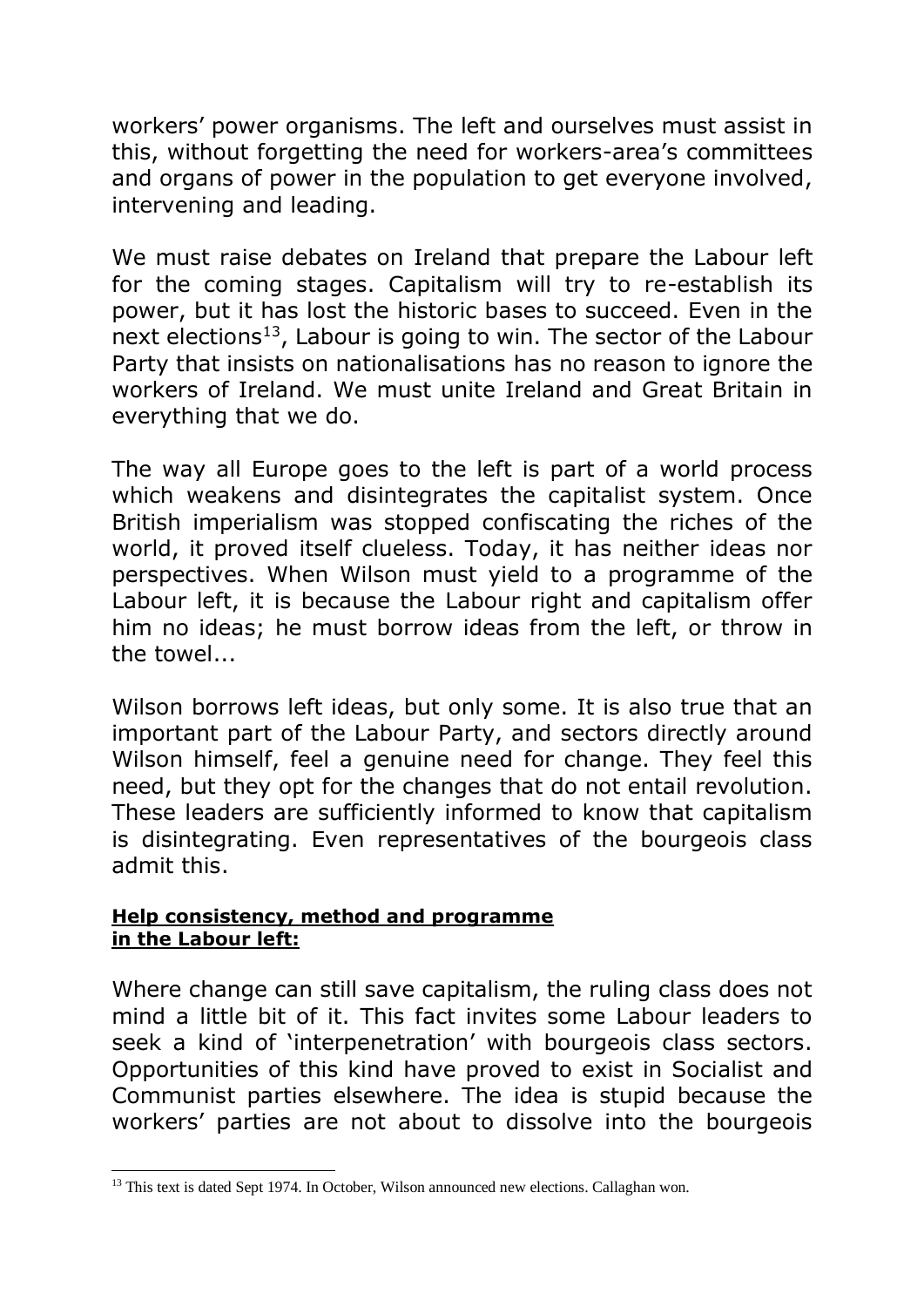workers' power organisms. The left and ourselves must assist in this, without forgetting the need for workers-area's committees and organs of power in the population to get everyone involved, intervening and leading.

We must raise debates on Ireland that prepare the Labour left for the coming stages. Capitalism will try to re-establish its power, but it has lost the historic bases to succeed. Even in the next elections[13], Labour is going to win. The sector of the Labour Party that insists on nationalisations has no reason to ignore the workers of Ireland. We must unite Ireland and Great Britain in everything that we do.

The way all Europe goes to the left is part of a world process which weakens and disintegrates the capitalist system. Once British imperialism was stopped confiscating the riches of the world, it proved itself clueless. Today, it has neither ideas nor perspectives. When Wilson must yield to a programme of the Labour left, it is because the Labour right and capitalism offer him no ideas; he must borrow ideas from the left, or throw in the towel...

Wilson borrows left ideas, but only some. It is also true that an important part of the Labour Party, and sectors directly around Wilson himself, feel a genuine need for change. They feel this need, but they opt for the changes that do not entail revolution. These leaders are sufficiently informed to know that capitalism is disintegrating. Even representatives of the bourgeois class admit this.

**Help consistency, method and programme in the Labour left:**

Where change can still save capitalism, the ruling class does not mind a little bit of it. This fact invites some Labour leaders to seek a kind of 'interpenetration' with bourgeois class sectors. Opportunities of this kind have proved to exist in Socialist and Communist parties elsewhere. The idea is stupid because the workers' parties are not about to dissolve into the bourgeois

[13] This text is dated Sept 1974. In October, Wilson announced new elections. Callaghan won.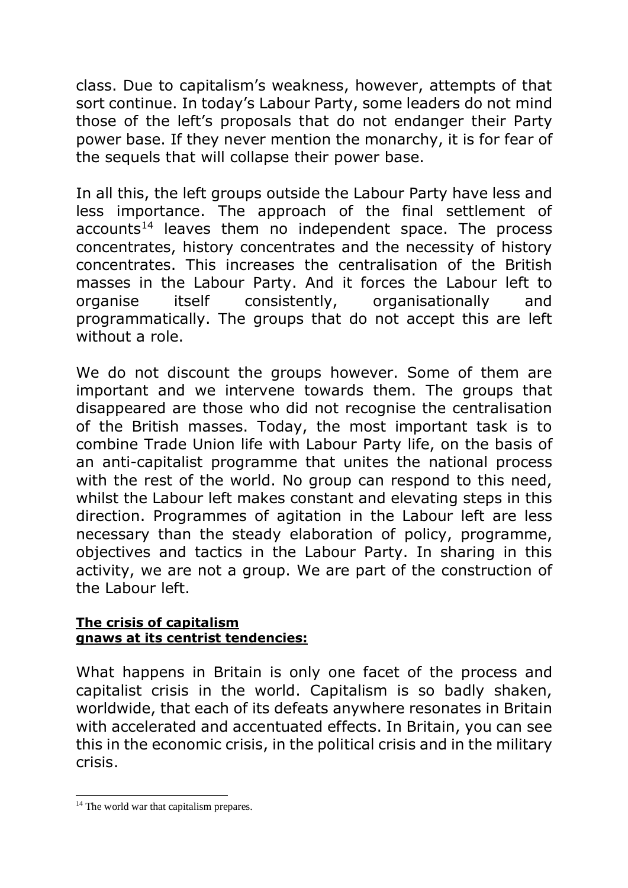class. Due to capitalism's weakness, however, attempts of that sort continue. In today's Labour Party, some leaders do not mind those of the left's proposals that do not endanger their Party power base. If they never mention the monarchy, it is for fear of the sequels that will collapse their power base.

In all this, the left groups outside the Labour Party have less and less importance. The approach of the final settlement of accounts[14] leaves them no independent space. The process concentrates, history concentrates and the necessity of history concentrates. This increases the centralisation of the British masses in the Labour Party. And it forces the Labour left to organise itself consistently, organisationally and programmatically. The groups that do not accept this are left without a role.

We do not discount the groups however. Some of them are important and we intervene towards them. The groups that disappeared are those who did not recognise the centralisation of the British masses. Today, the most important task is to combine Trade Union life with Labour Party life, on the basis of an anti-capitalist programme that unites the national process with the rest of the world. No group can respond to this need, whilst the Labour left makes constant and elevating steps in this direction. Programmes of agitation in the Labour left are less necessary than the steady elaboration of policy, programme, objectives and tactics in the Labour Party. In sharing in this activity, we are not a group. We are part of the construction of the Labour left.

**The crisis of capitalism gnaws at its centrist tendencies:**

What happens in Britain is only one facet of the process and capitalist crisis in the world. Capitalism is so badly shaken, worldwide, that each of its defeats anywhere resonates in Britain with accelerated and accentuated effects. In Britain, you can see this in the economic crisis, in the political crisis and in the military crisis.

[14] The world war that capitalism prepares.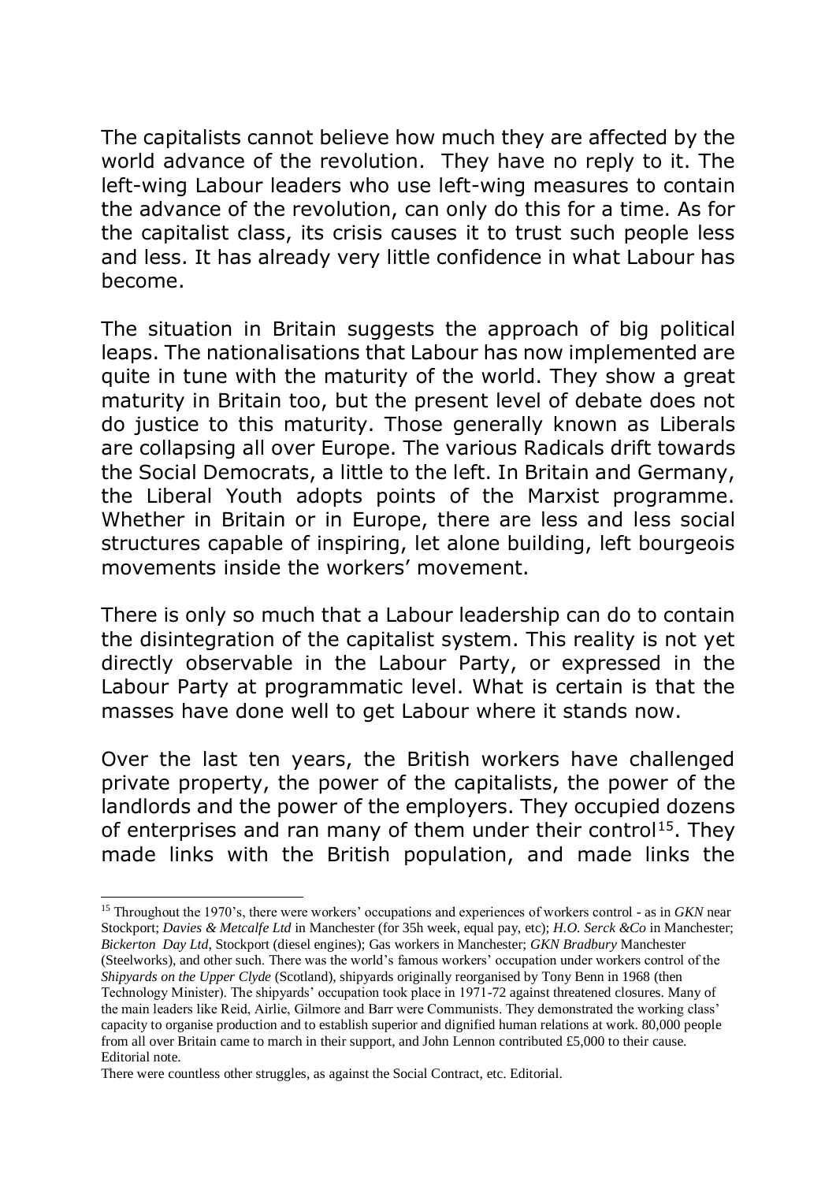The capitalists cannot believe how much they are affected by the world advance of the revolution. They have no reply to it. The left-wing Labour leaders who use left-wing measures to contain the advance of the revolution, can only do this for a time. As for the capitalist class, its crisis causes it to trust such people less and less. It has already very little confidence in what Labour has become.

The situation in Britain suggests the approach of big political leaps. The nationalisations that Labour has now implemented are quite in tune with the maturity of the world. They show a great maturity in Britain too, but the present level of debate does not do justice to this maturity. Those generally known as Liberals are collapsing all over Europe. The various Radicals drift towards the Social Democrats, a little to the left. In Britain and Germany, the Liberal Youth adopts points of the Marxist programme. Whether in Britain or in Europe, there are less and less social structures capable of inspiring, let alone building, left bourgeois movements inside the workers' movement.

There is only so much that a Labour leadership can do to contain the disintegration of the capitalist system. This reality is not yet directly observable in the Labour Party, or expressed in the Labour Party at programmatic level. What is certain is that the masses have done well to get Labour where it stands now.

Over the last ten years, the British workers have challenged private property, the power of the capitalists, the power of the landlords and the power of the employers. They occupied dozens of enterprises and ran many of them under their control[15]. They made links with the British population, and made links the

---

[15] Throughout the 1970's, there were workers' occupations and experiences of workers control - as in *GKN* near Stockport; *Davies & Metcalfe Ltd* in Manchester (for 35h week, equal pay, etc); *H.O. Serck &Co* in Manchester; *Bickerton Day Ltd*, Stockport (diesel engines); Gas workers in Manchester; *GKN Bradbury* Manchester (Steelworks), and other such. There was the world's famous workers' occupation under workers control of the *Shipyards on the Upper Clyde* (Scotland), shipyards originally reorganised by Tony Benn in 1968 (then Technology Minister). The shipyards' occupation took place in 1971-72 against threatened closures. Many of the main leaders like Reid, Airlie, Gilmore and Barr were Communists. They demonstrated the working class' capacity to organise production and to establish superior and dignified human relations at work. 80,000 people from all over Britain came to march in their support, and John Lennon contributed £5,000 to their cause. Editorial note.

There were countless other struggles, as against the Social Contract, etc. Editorial.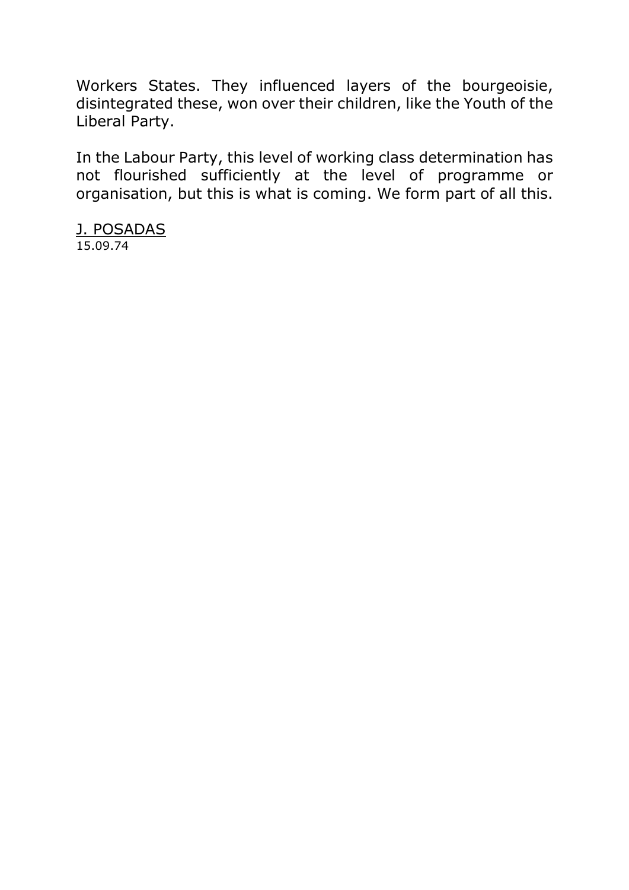Workers States. They influenced layers of the bourgeoisie, disintegrated these, won over their children, like the Youth of the Liberal Party.

In the Labour Party, this level of working class determination has not flourished sufficiently at the level of programme or organisation, but this is what is coming. We form part of all this.

J. POSADAS
15.09.74